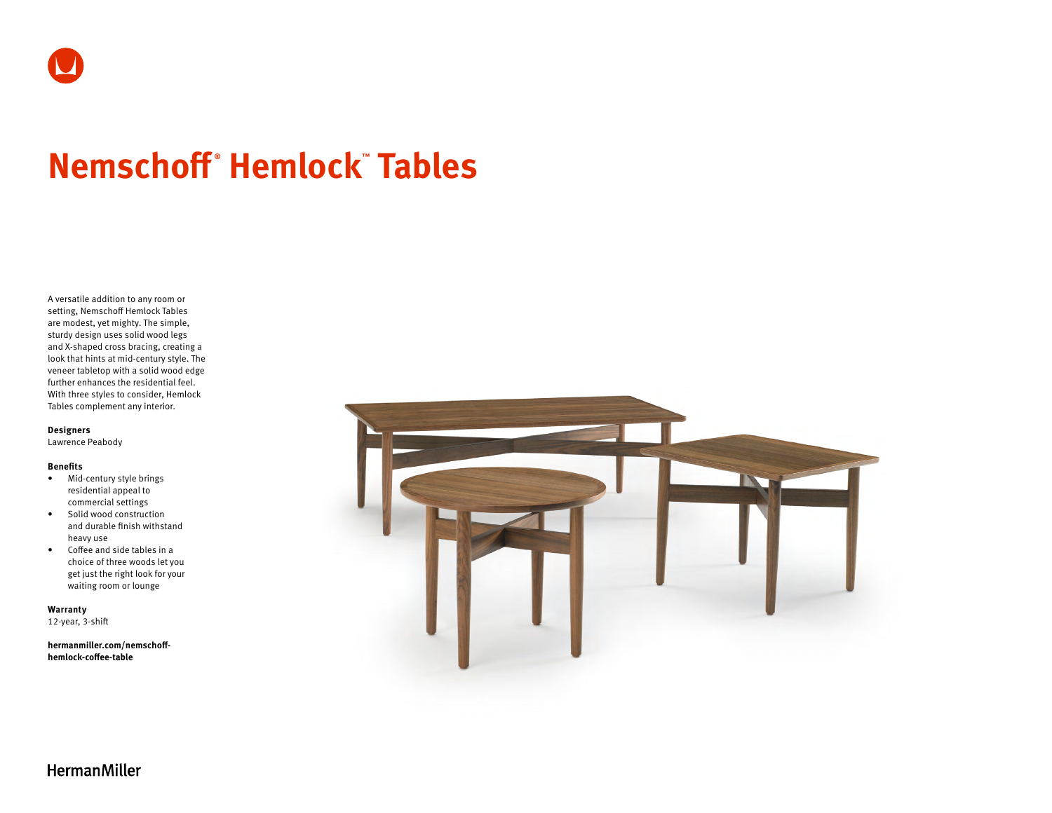# Nemschoff® Hemlock™ Tables

A versatile addition to any room or setting, Nemschoff Hemlock Tables are modest, yet mighty. The simple, sturdy design uses solid wood legs and X-shaped cross bracing, creating a look that hints at mid-century style. The veneer tabletop with a solid wood edge further enhances the residential feel. With three styles to consider, Hemlock Tables complement any interior.

**Designers**
Lawrence Peabody

**Benefits**

- Mid-century style brings residential appeal to commercial settings
- Solid wood construction and durable finish withstand heavy use
- Coffee and side tables in a choice of three woods let you get just the right look for your waiting room or lounge

**Warranty**
12-year, 3-shift

**hermanmiller.com/nemschoff-hemlock-coffee-table**

HermanMiller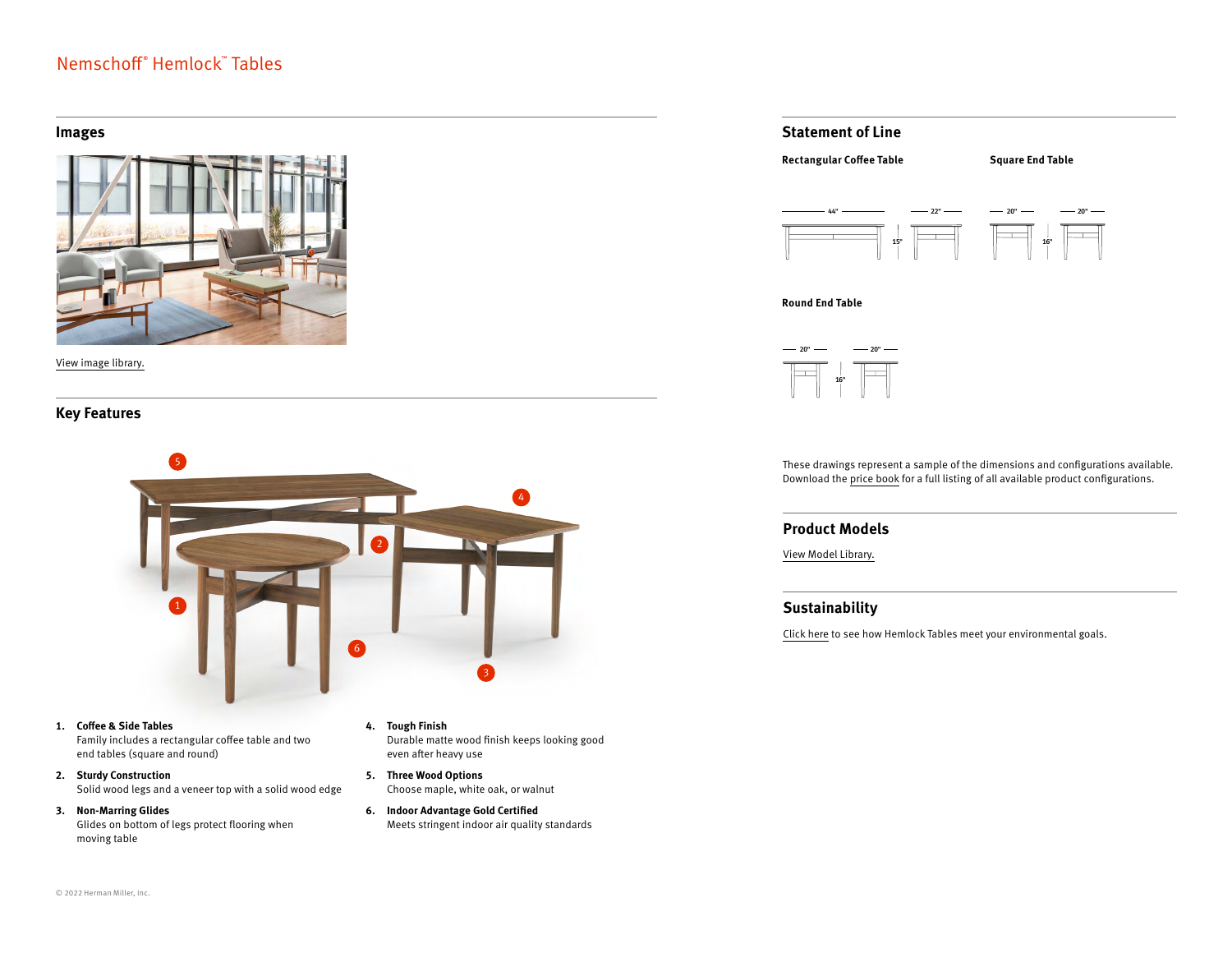# Nemschoff® Hemlock™ Tables

## Images

View image library.

## Key Features

5

4

2

1

6

3

1. **Coffee & Side Tables**
   Family includes a rectangular coffee table and two end tables (square and round)
2. **Sturdy Construction**
   Solid wood legs and a veneer top with a solid wood edge
3. **Non-Marring Glides**
   Glides on bottom of legs protect flooring when moving table
4. **Tough Finish**
   Durable matte wood finish keeps looking good even after heavy use
5. **Three Wood Options**
   Choose maple, white oak, or walnut
6. **Indoor Advantage Gold Certified**
   Meets stringent indoor air quality standards

## Statement of Line

**Rectangular Coffee Table**

44"
22"
15"

**Square End Table**

20"
20"
16"

**Round End Table**

20"
20"
16"

These drawings represent a sample of the dimensions and configurations available. Download the price book for a full listing of all available product configurations.

## Product Models

View Model Library.

## Sustainability

Click here to see how Hemlock Tables meet your environmental goals.

© 2022 Herman Miller, Inc.